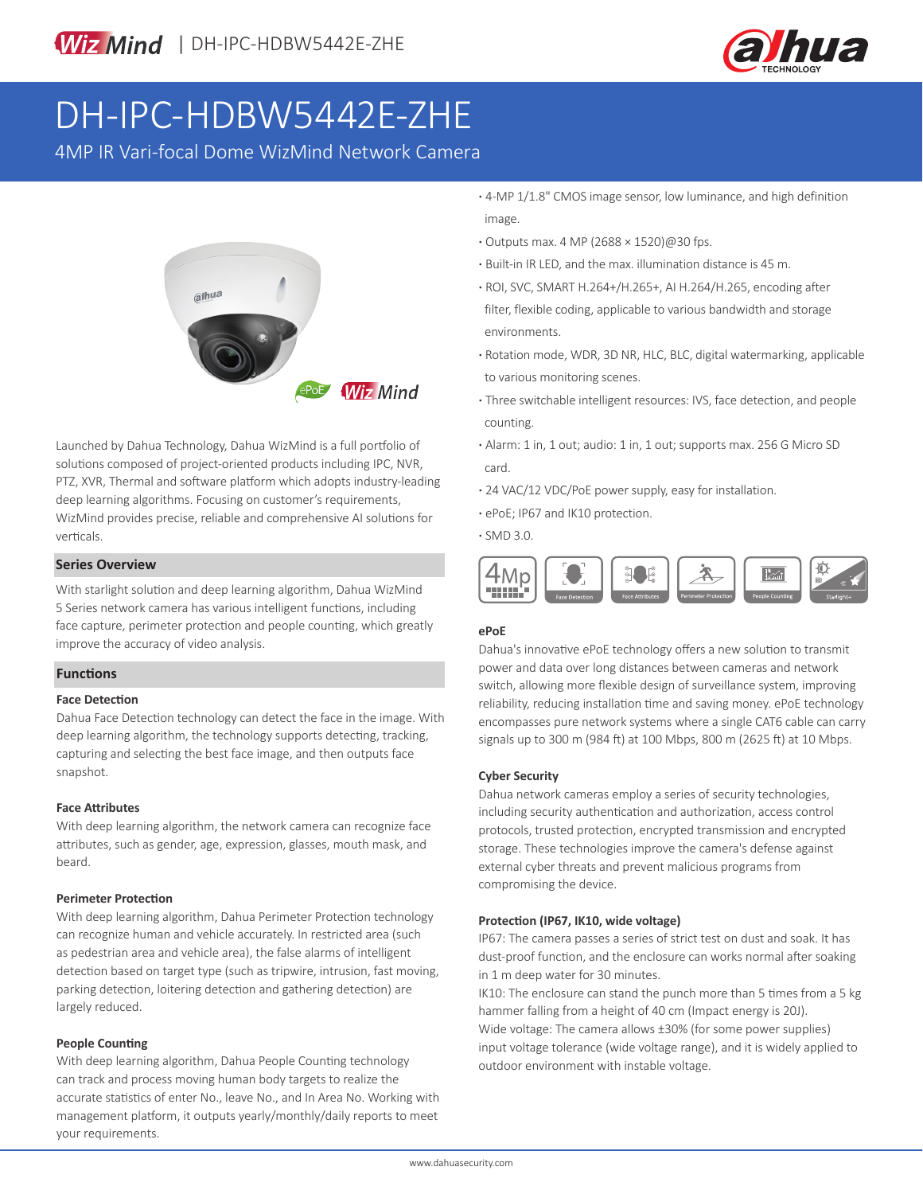# DH-IPC-HDBW5442E-ZHE

4MP IR Vari-focal Dome WizMind Network Camera

- 4-MP 1/1.8" CMOS image sensor, low luminance, and high definition image.
- Outputs max. 4 MP (2688 × 1520)@30 fps.
- Built-in IR LED, and the max. illumination distance is 45 m.
- ROI, SVC, SMART H.264+/H.265+, AI H.264/H.265, encoding after filter, flexible coding, applicable to various bandwidth and storage environments.
- Rotation mode, WDR, 3D NR, HLC, BLC, digital watermarking, applicable to various monitoring scenes.
- Three switchable intelligent resources: IVS, face detection, and people counting.
- Alarm: 1 in, 1 out; audio: 1 in, 1 out; supports max. 256 G Micro SD card.
- 24 VAC/12 VDC/PoE power supply, easy for installation.
- ePoE; IP67 and IK10 protection.
- SMD 3.0.

Launched by Dahua Technology, Dahua WizMind is a full portfolio of solutions composed of project-oriented products including IPC, NVR, PTZ, XVR, Thermal and software platform which adopts industry-leading deep learning algorithms. Focusing on customer's requirements, WizMind provides precise, reliable and comprehensive AI solutions for verticals.

## Series Overview

With starlight solution and deep learning algorithm, Dahua WizMind 5 Series network camera has various intelligent functions, including face capture, perimeter protection and people counting, which greatly improve the accuracy of video analysis.

## Functions

### Face Detection

Dahua Face Detection technology can detect the face in the image. With deep learning algorithm, the technology supports detecting, tracking, capturing and selecting the best face image, and then outputs face snapshot.

### Face Attributes

With deep learning algorithm, the network camera can recognize face attributes, such as gender, age, expression, glasses, mouth mask, and beard.

### Perimeter Protection

With deep learning algorithm, Dahua Perimeter Protection technology can recognize human and vehicle accurately. In restricted area (such as pedestrian area and vehicle area), the false alarms of intelligent detection based on target type (such as tripwire, intrusion, fast moving, parking detection, loitering detection and gathering detection) are largely reduced.

### People Counting

With deep learning algorithm, Dahua People Counting technology can track and process moving human body targets to realize the accurate statistics of enter No., leave No., and In Area No. Working with management platform, it outputs yearly/monthly/daily reports to meet your requirements.

### ePoE

Dahua's innovative ePoE technology offers a new solution to transmit power and data over long distances between cameras and network switch, allowing more flexible design of surveillance system, improving reliability, reducing installation time and saving money. ePoE technology encompasses pure network systems where a single CAT6 cable can carry signals up to 300 m (984 ft) at 100 Mbps, 800 m (2625 ft) at 10 Mbps.

### Cyber Security

Dahua network cameras employ a series of security technologies, including security authentication and authorization, access control protocols, trusted protection, encrypted transmission and encrypted storage. These technologies improve the camera's defense against external cyber threats and prevent malicious programs from compromising the device.

### Protection (IP67, IK10, wide voltage)

IP67: The camera passes a series of strict test on dust and soak. It has dust-proof function, and the enclosure can works normal after soaking in 1 m deep water for 30 minutes.

IK10: The enclosure can stand the punch more than 5 times from a 5 kg hammer falling from a height of 40 cm (Impact energy is 20J).

Wide voltage: The camera allows ±30% (for some power supplies) input voltage tolerance (wide voltage range), and it is widely applied to outdoor environment with instable voltage.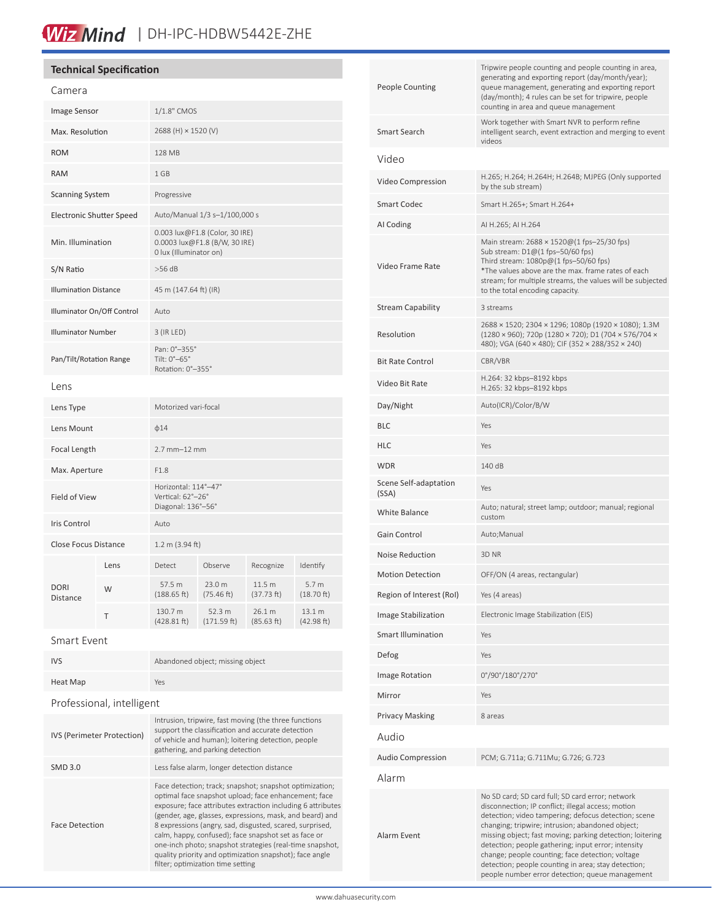## Technical Specification

### Camera

| | |
|---|---|
| Image Sensor | 1/1.8" CMOS |
| Max. Resolution | 2688 (H) × 1520 (V) |
| ROM | 128 MB |
| RAM | 1 GB |
| Scanning System | Progressive |
| Electronic Shutter Speed | Auto/Manual 1/3 s–1/100,000 s |
| Min. Illumination | 0.003 lux@F1.8 (Color, 30 IRE)<br>0.0003 lux@F1.8 (B/W, 30 IRE)<br>0 lux (Illuminator on) |
| S/N Ratio | >56 dB |
| Illumination Distance | 45 m (147.64 ft) (IR) |
| Illuminator On/Off Control | Auto |
| Illuminator Number | 3 (IR LED) |
| Pan/Tilt/Rotation Range | Pan: 0°–355°<br>Tilt: 0°–65°<br>Rotation: 0°–355° |

### Lens

| | | | | | |
|---|---|---|---|---|---|
| Lens Type | Motorized vari-focal | | | | |
| Lens Mount | ϕ14 | | | | |
| Focal Length | 2.7 mm–12 mm | | | | |
| Max. Aperture | F1.8 | | | | |
| Field of View | Horizontal: 114°–47°<br>Vertical: 62°–26°<br>Diagonal: 136°–56° | | | | |
| Iris Control | Auto | | | | |
| Close Focus Distance | 1.2 m (3.94 ft) | | | | |
| DORI Distance | Lens | Detect | Observe | Recognize | Identify |
| | W | 57.5 m (188.65 ft) | 23.0 m (75.46 ft) | 11.5 m (37.73 ft) | 5.7 m (18.70 ft) |
| | T | 130.7 m (428.81 ft) | 52.3 m (171.59 ft) | 26.1 m (85.63 ft) | 13.1 m (42.98 ft) |

### Smart Event

| | |
|---|---|
| IVS | Abandoned object; missing object |
| Heat Map | Yes |

### Professional, intelligent

| | |
|---|---|
| IVS (Perimeter Protection) | Intrusion, tripwire, fast moving (the three functions support the classification and accurate detection of vehicle and human); loitering detection, people gathering, and parking detection |
| SMD 3.0 | Less false alarm, longer detection distance |
| Face Detection | Face detection; track; snapshot; snapshot optimization; optimal face snapshot upload; face enhancement; face exposure; face attributes extraction including 6 attributes (gender, age, glasses, expressions, mask, and beard) and 8 expressions (angry, sad, disgusted, scared, surprised, calm, happy, confused); face snapshot set as face or one-inch photo; snapshot strategies (real-time snapshot, quality priority and optimization snapshot); face angle filter; optimization time setting |
| People Counting | Tripwire people counting and people counting in area, generating and exporting report (day/month/year); queue management, generating and exporting report (day/month); 4 rules can be set for tripwire, people counting in area and queue management |
| Smart Search | Work together with Smart NVR to perform refine intelligent search, event extraction and merging to event videos |

### Video

| | |
|---|---|
| Video Compression | H.265; H.264; H.264H; H.264B; MJPEG (Only supported by the sub stream) |
| Smart Codec | Smart H.265+; Smart H.264+ |
| AI Coding | AI H.265; AI H.264 |
| Video Frame Rate | Main stream: 2688 × 1520@(1 fps–25/30 fps)<br>Sub stream: D1@(1 fps–50/60 fps)<br>Third stream: 1080p@(1 fps–50/60 fps)<br>*The values above are the max. frame rates of each stream; for multiple streams, the values will be subjected to the total encoding capacity. |
| Stream Capability | 3 streams |
| Resolution | 2688 × 1520; 2304 × 1296; 1080p (1920 × 1080); 1.3M (1280 × 960); 720p (1280 × 720); D1 (704 × 576/704 × 480); VGA (640 × 480); CIF (352 × 288/352 × 240) |
| Bit Rate Control | CBR/VBR |
| Video Bit Rate | H.264: 32 kbps–8192 kbps<br>H.265: 32 kbps–8192 kbps |
| Day/Night | Auto(ICR)/Color/B/W |
| BLC | Yes |
| HLC | Yes |
| WDR | 140 dB |
| Scene Self-adaptation (SSA) | Yes |
| White Balance | Auto; natural; street lamp; outdoor; manual; regional custom |
| Gain Control | Auto;Manual |
| Noise Reduction | 3D NR |
| Motion Detection | OFF/ON (4 areas, rectangular) |
| Region of Interest (RoI) | Yes (4 areas) |
| Image Stabilization | Electronic Image Stabilization (EIS) |
| Smart Illumination | Yes |
| Defog | Yes |
| Image Rotation | 0°/90°/180°/270° |
| Mirror | Yes |
| Privacy Masking | 8 areas |

### Audio

| | |
|---|---|
| Audio Compression | PCM; G.711a; G.711Mu; G.726; G.723 |

### Alarm

| | |
|---|---|
| Alarm Event | No SD card; SD card full; SD card error; network disconnection; IP conflict; illegal access; motion detection; video tampering; defocus detection; scene changing; tripwire; intrusion; abandoned object; missing object; fast moving; parking detection; loitering detection; people gathering; input error; intensity change; people counting; face detection; voltage detection; people counting in area; stay detection; people number error detection; queue management |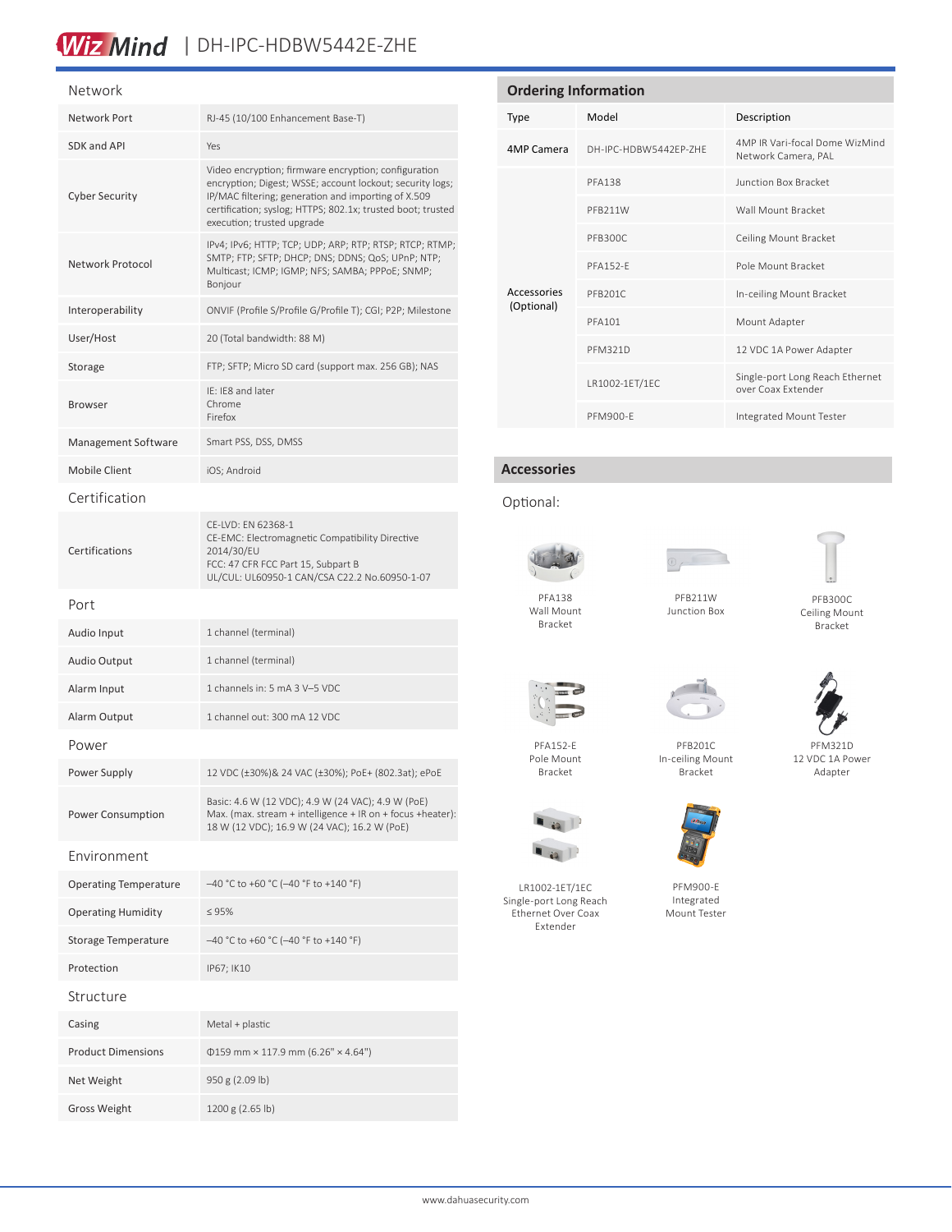# WizMind | DH-IPC-HDBW5442E-ZHE

## Network

| | |
|---|---|
| Network Port | RJ-45 (10/100 Enhancement Base-T) |
| SDK and API | Yes |
| Cyber Security | Video encryption; firmware encryption; configuration encryption; Digest; WSSE; account lockout; security logs; IP/MAC filtering; generation and importing of X.509 certification; syslog; HTTPS; 802.1x; trusted boot; trusted execution; trusted upgrade |
| Network Protocol | IPv4; IPv6; HTTP; TCP; UDP; ARP; RTP; RTSP; RTCP; RTMP; SMTP; FTP; SFTP; DHCP; DNS; DDNS; QoS; UPnP; NTP; Multicast; ICMP; IGMP; NFS; SAMBA; PPPoE; SNMP; Bonjour |
| Interoperability | ONVIF (Profile S/Profile G/Profile T); CGI; P2P; Milestone |
| User/Host | 20 (Total bandwidth: 88 M) |
| Storage | FTP; SFTP; Micro SD card (support max. 256 GB); NAS |
| Browser | IE: IE8 and later<br>Chrome<br>Firefox |
| Management Software | Smart PSS, DSS, DMSS |
| Mobile Client | iOS; Android |

## Certification

| | |
|---|---|
| Certifications | CE-LVD: EN 62368-1<br>CE-EMC: Electromagnetic Compatibility Directive 2014/30/EU<br>FCC: 47 CFR FCC Part 15, Subpart B<br>UL/CUL: UL60950-1 CAN/CSA C22.2 No.60950-1-07 |

## Port

| | |
|---|---|
| Audio Input | 1 channel (terminal) |
| Audio Output | 1 channel (terminal) |
| Alarm Input | 1 channels in: 5 mA 3 V–5 VDC |
| Alarm Output | 1 channel out: 300 mA 12 VDC |

## Power

| | |
|---|---|
| Power Supply | 12 VDC (±30%)& 24 VAC (±30%); PoE+ (802.3at); ePoE |
| Power Consumption | Basic: 4.6 W (12 VDC); 4.9 W (24 VAC); 4.9 W (PoE)<br>Max. (max. stream + intelligence + IR on + focus +heater): 18 W (12 VDC); 16.9 W (24 VAC); 16.2 W (PoE) |

## Environment

| | |
|---|---|
| Operating Temperature | –40 °C to +60 °C (–40 °F to +140 °F) |
| Operating Humidity | ≤ 95% |
| Storage Temperature | –40 °C to +60 °C (–40 °F to +140 °F) |
| Protection | IP67; IK10 |

## Structure

| | |
|---|---|
| Casing | Metal + plastic |
| Product Dimensions | Φ159 mm × 117.9 mm (6.26" × 4.64") |
| Net Weight | 950 g (2.09 lb) |
| Gross Weight | 1200 g (2.65 lb) |

## Ordering Information

| Type | Model | Description |
|---|---|---|
| 4MP Camera | DH-IPC-HDBW5442EP-ZHE | 4MP IR Vari-focal Dome WizMind Network Camera, PAL |
| Accessories (Optional) | PFA138 | Junction Box Bracket |
| | PFB211W | Wall Mount Bracket |
| | PFB300C | Ceiling Mount Bracket |
| | PFA152-E | Pole Mount Bracket |
| | PFB201C | In-ceiling Mount Bracket |
| | PFA101 | Mount Adapter |
| | PFM321D | 12 VDC 1A Power Adapter |
| | LR1002-1ET/1EC | Single-port Long Reach Ethernet over Coax Extender |
| | PFM900-E | Integrated Mount Tester |

## Accessories

Optional:

PFA138
Wall Mount Bracket

PFB211W
Junction Box

PFB300C
Ceiling Mount Bracket

PFA152-E
Pole Mount Bracket

PFB201C
In-ceiling Mount Bracket

PFM321D
12 VDC 1A Power Adapter

LR1002-1ET/1EC
Single-port Long Reach Ethernet Over Coax Extender

PFM900-E
Integrated Mount Tester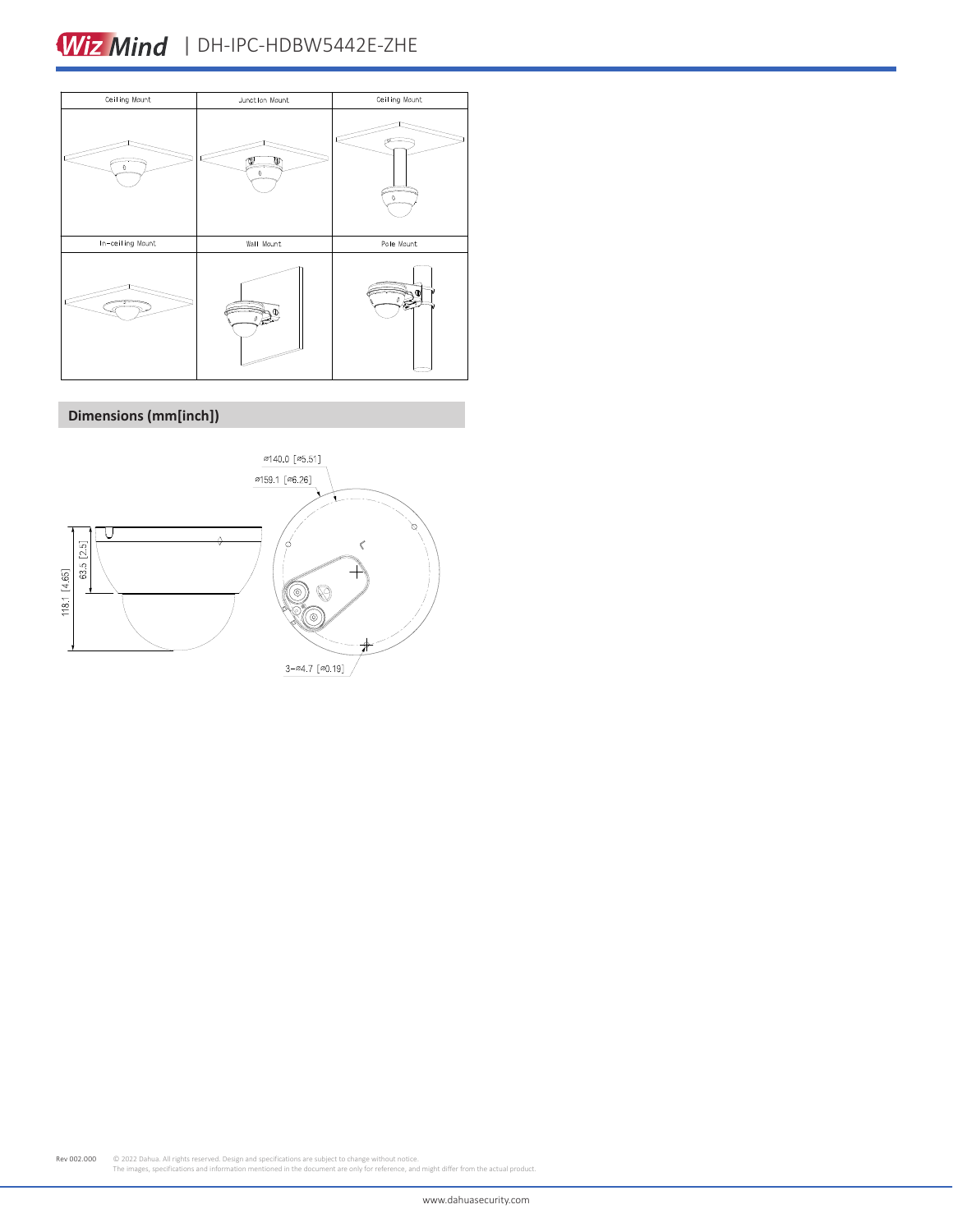| Ceiling Mount | Junction Mount | Ceiling Mount |
| --- | --- | --- |
| | | |
| In-ceiling Mount | Wall Mount | Pole Mount |
| | | |

## Dimensions (mm[inch])

ø140.0 [ø5.51]

ø159.1 [ø6.26]

118.1 [4.65]

63.5 [2.5]

3-ø4.7 [ø0.19]

Rev 002.000

© 2022 Dahua. All rights reserved. Design and specifications are subject to change without notice.
The images, specifications and information mentioned in the document are only for reference, and might differ from the actual product.